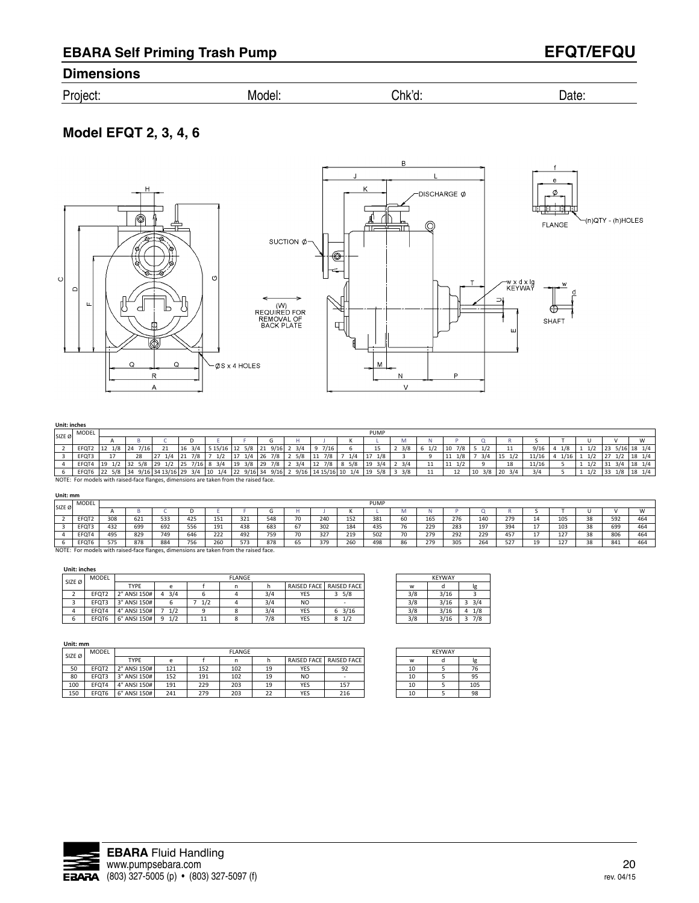## EBARA Self Priming Trash Pump

## EFQT/EFQU

### Dimensions

Project: Model: Chk'd: Date:

### Model EFQT 2, 3, 4, 6

**Unit: inches**

| SIZE Ø | MODEL | PUMP | | | | | | | | | | | | | | | | | | | | | |
|---|---|---|---|---|---|---|---|---|---|---|---|---|---|---|---|---|---|---|---|---|---|---|---|
| | | A | B | C | D | E | F | G | H | J | K | L | M | N | P | Q | R | S | T | U | V | W |
| 2 | EFQT2 | 12 1/8 | 24 7/16 | 21 | 16 3/4 | 5 15/16 | 12 5/8 | 21 9/16 | 2 3/4 | 9 7/16 | 6 | 15 | 2 3/8 | 6 1/2 | 10 7/8 | 5 1/2 | 11 | 9/16 | 4 1/8 | 1 1/2 | 23 5/16 | 18 1/4 |
| 3 | EFQT3 | 17 | 28 | 27 1/4 | 21 7/8 | 7 1/2 | 17 1/4 | 26 7/8 | 2 5/8 | 11 7/8 | 7 1/4 | 17 1/8 | 3 | 9 | 11 1/8 | 7 3/4 | 15 1/2 | 11/16 | 4 1/16 | 1 1/2 | 27 1/2 | 18 1/4 |
| 4 | EFQT4 | 19 1/2 | 32 5/8 | 29 1/2 | 25 7/16 | 8 3/4 | 19 3/8 | 29 7/8 | 2 3/4 | 12 7/8 | 8 5/8 | 19 3/4 | 2 3/4 | 11 | 11 1/2 | 9 | 18 | 11/16 | 5 | 1 1/2 | 31 3/4 | 18 1/4 |
| 6 | EFQT6 | 22 5/8 | 34 9/16 | 34 13/16 | 29 3/4 | 10 1/4 | 22 9/16 | 34 9/16 | 2 9/16 | 14 15/16 | 10 1/4 | 19 5/8 | 3 3/8 | 11 | 12 | 10 3/8 | 20 3/4 | 3/4 | 5 | 1 1/2 | 33 1/8 | 18 1/4 |

NOTE: For models with raised-face flanges, dimensions are taken from the raised face.

**Unit: mm**

| SIZE Ø | MODEL | PUMP | | | | | | | | | | | | | | | | | | | | | |
|---|---|---|---|---|---|---|---|---|---|---|---|---|---|---|---|---|---|---|---|---|---|---|---|
| | | A | B | C | D | E | F | G | H | J | K | L | M | N | P | Q | R | S | T | U | V | W |
| 2 | EFQT2 | 308 | 621 | 533 | 425 | 151 | 321 | 548 | 70 | 240 | 152 | 381 | 60 | 165 | 276 | 140 | 279 | 14 | 105 | 38 | 592 | 464 |
| 3 | EFQT3 | 432 | 699 | 692 | 556 | 191 | 438 | 683 | 67 | 302 | 184 | 435 | 76 | 229 | 283 | 197 | 394 | 17 | 103 | 38 | 699 | 464 |
| 4 | EFQT4 | 495 | 829 | 749 | 646 | 222 | 492 | 759 | 70 | 327 | 219 | 502 | 70 | 279 | 292 | 229 | 457 | 17 | 127 | 38 | 806 | 464 |
| 6 | EFQT6 | 575 | 878 | 884 | 756 | 260 | 573 | 878 | 65 | 379 | 260 | 498 | 86 | 279 | 305 | 264 | 527 | 19 | 127 | 38 | 841 | 464 |

NOTE: For models with raised-face flanges, dimensions are taken from the raised face.

**Unit: inches**

| SIZE Ø | MODEL | FLANGE | | | | | | |
|---|---|---|---|---|---|---|---|---|
| | | TYPE | e | f | n | h | RAISED FACE | RAISED FACE |
| 2 | EFQT2 | 2" ANSI 150# | 4 3/4 | 6 | 4 | 3/4 | YES | 3 5/8 |
| 3 | EFQT3 | 3" ANSI 150# | 6 | 7 1/2 | 4 | 3/4 | NO | - |
| 4 | EFQT4 | 4" ANSI 150# | 7 1/2 | 9 | 8 | 3/4 | YES | 6 3/16 |
| 6 | EFQT6 | 6" ANSI 150# | 9 1/2 | 11 | 8 | 7/8 | YES | 8 1/2 |

| KEYWAY | | |
|---|---|---|
| w | d | lg |
| 3/8 | 3/16 | 3 |
| 3/8 | 3/16 | 3 3/4 |
| 3/8 | 3/16 | 4 1/8 |
| 3/8 | 3/16 | 3 7/8 |

**Unit: mm**

| SIZE Ø | MODEL | FLANGE | | | | | | |
|---|---|---|---|---|---|---|---|---|
| | | TYPE | e | f | n | h | RAISED FACE | RAISED FACE |
| 50 | EFQT2 | 2" ANSI 150# | 121 | 152 | 102 | 19 | YES | 92 |
| 80 | EFQT3 | 3" ANSI 150# | 152 | 191 | 102 | 19 | NO | - |
| 100 | EFQT4 | 4" ANSI 150# | 191 | 229 | 203 | 19 | YES | 157 |
| 150 | EFQT6 | 6" ANSI 150# | 241 | 279 | 203 | 22 | YES | 216 |

| KEYWAY | | |
|---|---|---|
| w | d | lg |
| 10 | 5 | 76 |
| 10 | 5 | 95 |
| 10 | 5 | 105 |
| 10 | 5 | 98 |

**EBARA** Fluid Handling
www.pumpsebara.com
(803) 327-5005 (p) • (803) 327-5097 (f)

rev. 04/15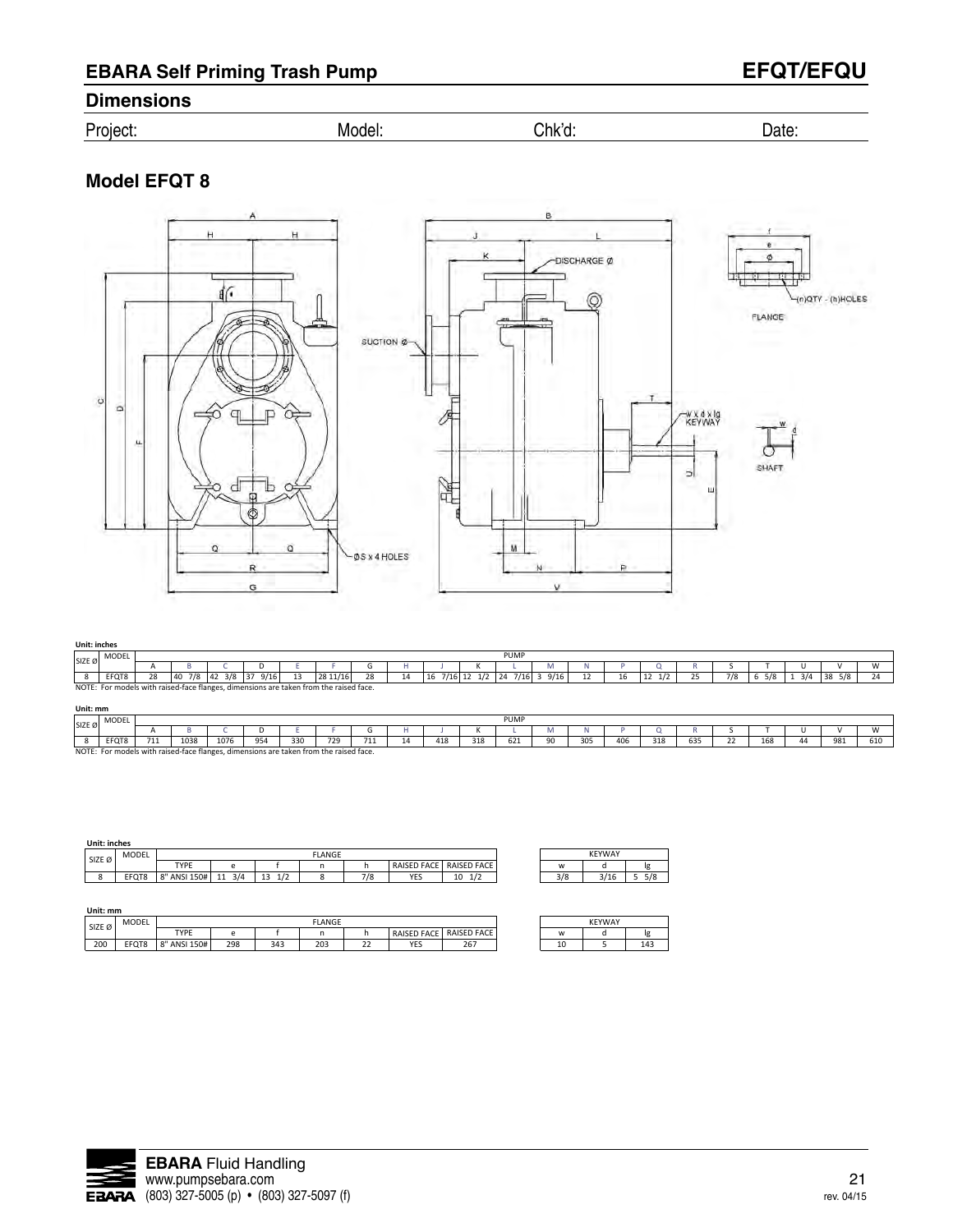## EBARA Self Priming Trash Pump

# EFQT/EFQU

## Dimensions

Project: Model: Chk'd: Date:

### Model EFQT 8

**Unit: inches**

| SIZE Ø | MODEL | PUMP | | | | | | | | | | | | | | | | | | | | | |
|---|---|---|---|---|---|---|---|---|---|---|---|---|---|---|---|---|---|---|---|---|---|---|---|
| | | A | B | C | D | E | F | G | H | J | K | L | M | N | P | Q | R | S | T | U | V | W |
| 8 | EFQT8 | 28 | 40 7/8 | 42 3/8 | 37 9/16 | 13 | 28 11/16 | 28 | 14 | 16 7/16 | 12 1/2 | 24 7/16 | 3 9/16 | 12 | 16 | 12 1/2 | 25 | 7/8 | 6 5/8 | 1 3/4 | 38 5/8 | 24 |

NOTE: For models with raised-face flanges, dimensions are taken from the raised face.

**Unit: mm**

| SIZE Ø | MODEL | PUMP | | | | | | | | | | | | | | | | | | | | | |
|---|---|---|---|---|---|---|---|---|---|---|---|---|---|---|---|---|---|---|---|---|---|---|---|
| | | A | B | C | D | E | F | G | H | J | K | L | M | N | P | Q | R | S | T | U | V | W |
| 8 | EFQT8 | 711 | 1038 | 1076 | 954 | 330 | 729 | 711 | 14 | 418 | 318 | 621 | 90 | 305 | 406 | 318 | 635 | 22 | 168 | 44 | 981 | 610 |

NOTE: For models with raised-face flanges, dimensions are taken from the raised face.

**Unit: inches**

| SIZE Ø | MODEL | FLANGE | | | | | | |
|---|---|---|---|---|---|---|---|---|
| | | TYPE | e | f | n | h | RAISED FACE | RAISED FACE |
| 8 | EFQT8 | 8" ANSI 150# | 11 3/4 | 13 1/2 | 8 | 7/8 | YES | 10 1/2 |

| KEYWAY | | |
|---|---|---|
| w | d | lg |
| 3/8 | 3/16 | 5 5/8 |

**Unit: mm**

| SIZE Ø | MODEL | FLANGE | | | | | | |
|---|---|---|---|---|---|---|---|---|
| | | TYPE | e | f | n | h | RAISED FACE | RAISED FACE |
| 200 | EFQT8 | 8" ANSI 150# | 298 | 343 | 203 | 22 | YES | 267 |

| KEYWAY | | |
|---|---|---|
| w | d | lg |
| 10 | 5 | 143 |

**EBARA** Fluid Handling
www.pumpsebara.com
(803) 327-5005 (p) • (803) 327-5097 (f)

rev. 04/15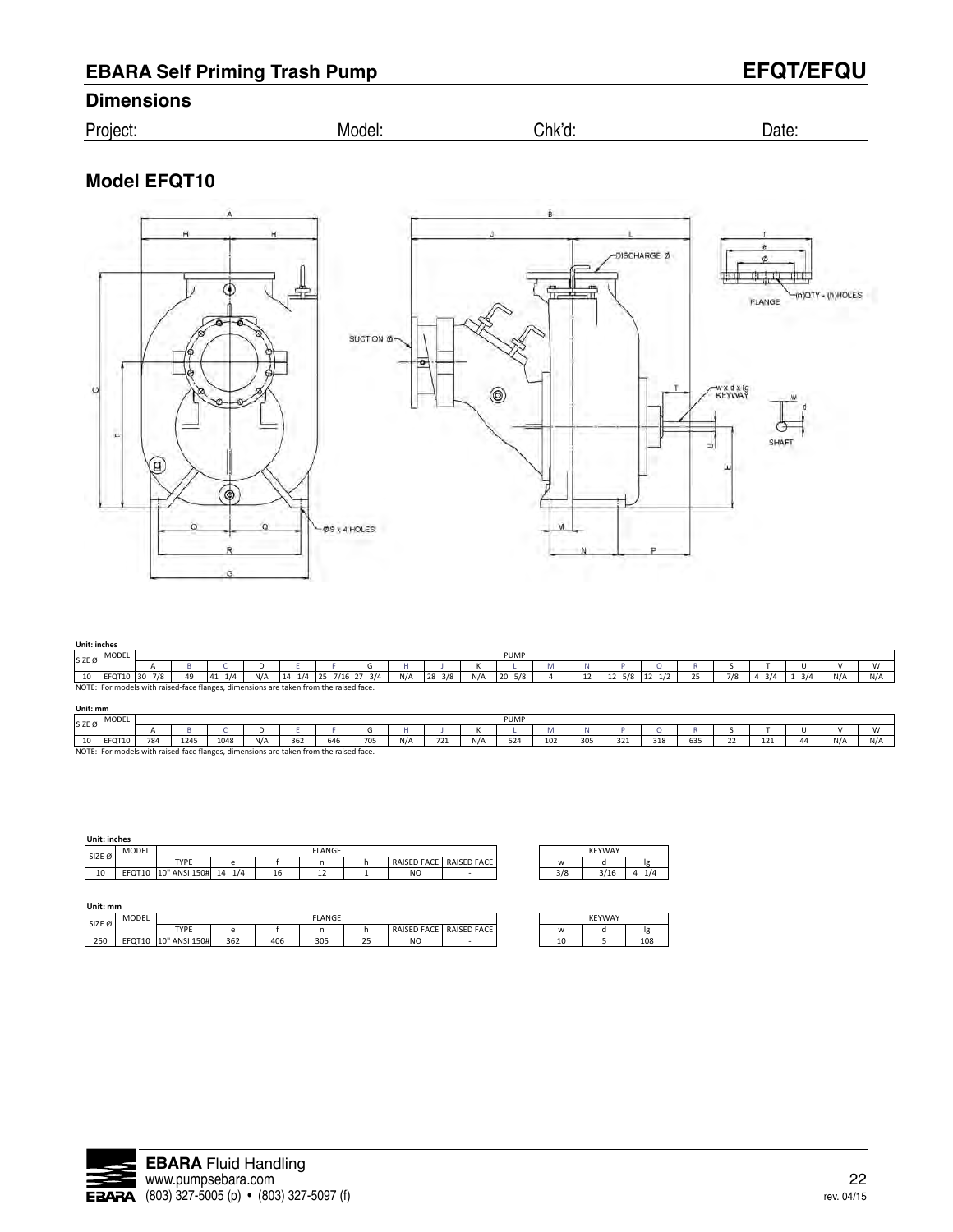## EBARA Self Priming Trash Pump

# EFQT/EFQU

## Dimensions

Project: Model: Chk'd: Date:

### Model EFQT10

Unit: inches

| SIZE Ø | MODEL | PUMP | | | | | | | | | | | | | | | | | | | | | |
|---|---|---|---|---|---|---|---|---|---|---|---|---|---|---|---|---|---|---|---|---|---|---|---|
| | | A | B | C | D | E | F | G | H | J | K | L | M | N | P | Q | R | S | T | U | V | W |
| 10 | EFQT10 | 30 7/8 | 49 | 41 1/4 | N/A | 14 1/4 | 25 7/16 | 27 3/4 | N/A | 28 3/8 | N/A | 20 5/8 | 4 | 12 | 12 5/8 | 12 1/2 | 25 | 7/8 | 4 3/4 | 1 3/4 | N/A | N/A |

NOTE: For models with raised-face flanges, dimensions are taken from the raised face.

Unit: mm

| SIZE Ø | MODEL | PUMP | | | | | | | | | | | | | | | | | | | | | |
|---|---|---|---|---|---|---|---|---|---|---|---|---|---|---|---|---|---|---|---|---|---|---|---|
| | | A | B | C | D | E | F | G | H | J | K | L | M | N | P | Q | R | S | T | U | V | W |
| 10 | EFQT10 | 784 | 1245 | 1048 | N/A | 362 | 646 | 705 | N/A | 721 | N/A | 524 | 102 | 305 | 321 | 318 | 635 | 22 | 121 | 44 | N/A | N/A |

NOTE: For models with raised-face flanges, dimensions are taken from the raised face.

Unit: inches

| SIZE Ø | MODEL | FLANGE | | | | | | |
|---|---|---|---|---|---|---|---|---|
| | | TYPE | e | f | n | h | RAISED FACE | RAISED FACE |
| 10 | EFQT10 | 10" ANSI 150# | 14 1/4 | 16 | 12 | 1 | NO | - |

| KEYWAY | | |
|---|---|---|
| w | d | lg |
| 3/8 | 3/16 | 4 1/4 |

Unit: mm

| SIZE Ø | MODEL | FLANGE | | | | | | |
|---|---|---|---|---|---|---|---|---|
| | | TYPE | e | f | n | h | RAISED FACE | RAISED FACE |
| 250 | EFQT10 | 10" ANSI 150# | 362 | 406 | 305 | 25 | NO | - |

| KEYWAY | | |
|---|---|---|
| w | d | lg |
| 10 | 5 | 108 |

**EBARA** Fluid Handling
www.pumpsebara.com
(803) 327-5005 (p) • (803) 327-5097 (f)

rev. 04/15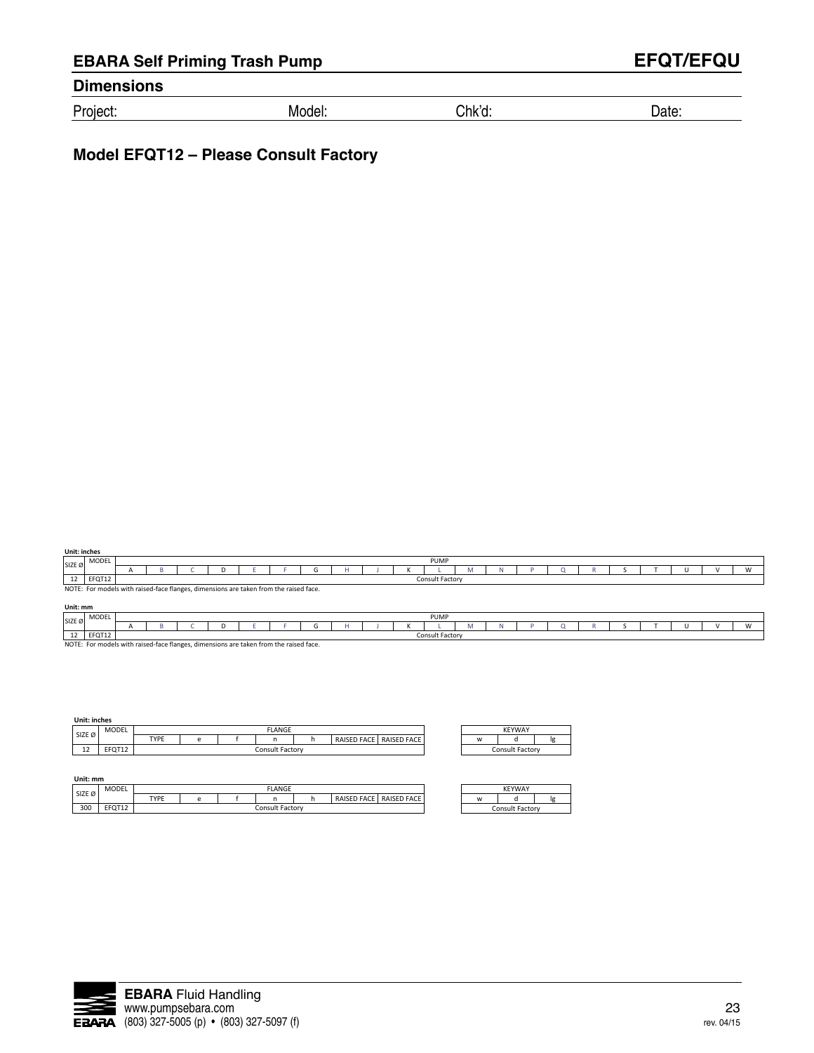## Dimensions

Project: Model: Chk'd: Date:

### Model EFQT12 – Please Consult Factory

**Unit: inches**

| SIZE Ø | MODEL | PUMP | | | | | | | | | | | | | | | | | | | | |
|---|---|---|---|---|---|---|---|---|---|---|---|---|---|---|---|---|---|---|---|---|---|---|
| | | A | B | C | D | E | F | G | H | J | K | L | M | N | P | Q | R | S | T | U | V | W |
| 12 | EFQT12 | Consult Factory | | | | | | | | | | | | | | | | | | | | |

NOTE: For models with raised-face flanges, dimensions are taken from the raised face.

**Unit: mm**

| SIZE Ø | MODEL | PUMP | | | | | | | | | | | | | | | | | | | | |
|---|---|---|---|---|---|---|---|---|---|---|---|---|---|---|---|---|---|---|---|---|---|---|
| | | A | B | C | D | E | F | G | H | J | K | L | M | N | P | Q | R | S | T | U | V | W |
| 12 | EFQT12 | Consult Factory | | | | | | | | | | | | | | | | | | | | |

NOTE: For models with raised-face flanges, dimensions are taken from the raised face.

**Unit: inches**

| SIZE Ø | MODEL | FLANGE | | | | | | |
|---|---|---|---|---|---|---|---|---|
| | | TYPE | e | f | n | h | RAISED FACE | RAISED FACE |
| 12 | EFQT12 | Consult Factory | | | | | | |

| KEYWAY | | |
|---|---|---|
| w | d | lg |
| Consult Factory | | |

**Unit: mm**

| SIZE Ø | MODEL | FLANGE | | | | | | |
|---|---|---|---|---|---|---|---|---|
| | | TYPE | e | f | n | h | RAISED FACE | RAISED FACE |
| 300 | EFQT12 | Consult Factory | | | | | | |

| KEYWAY | | |
|---|---|---|
| w | d | lg |
| Consult Factory | | |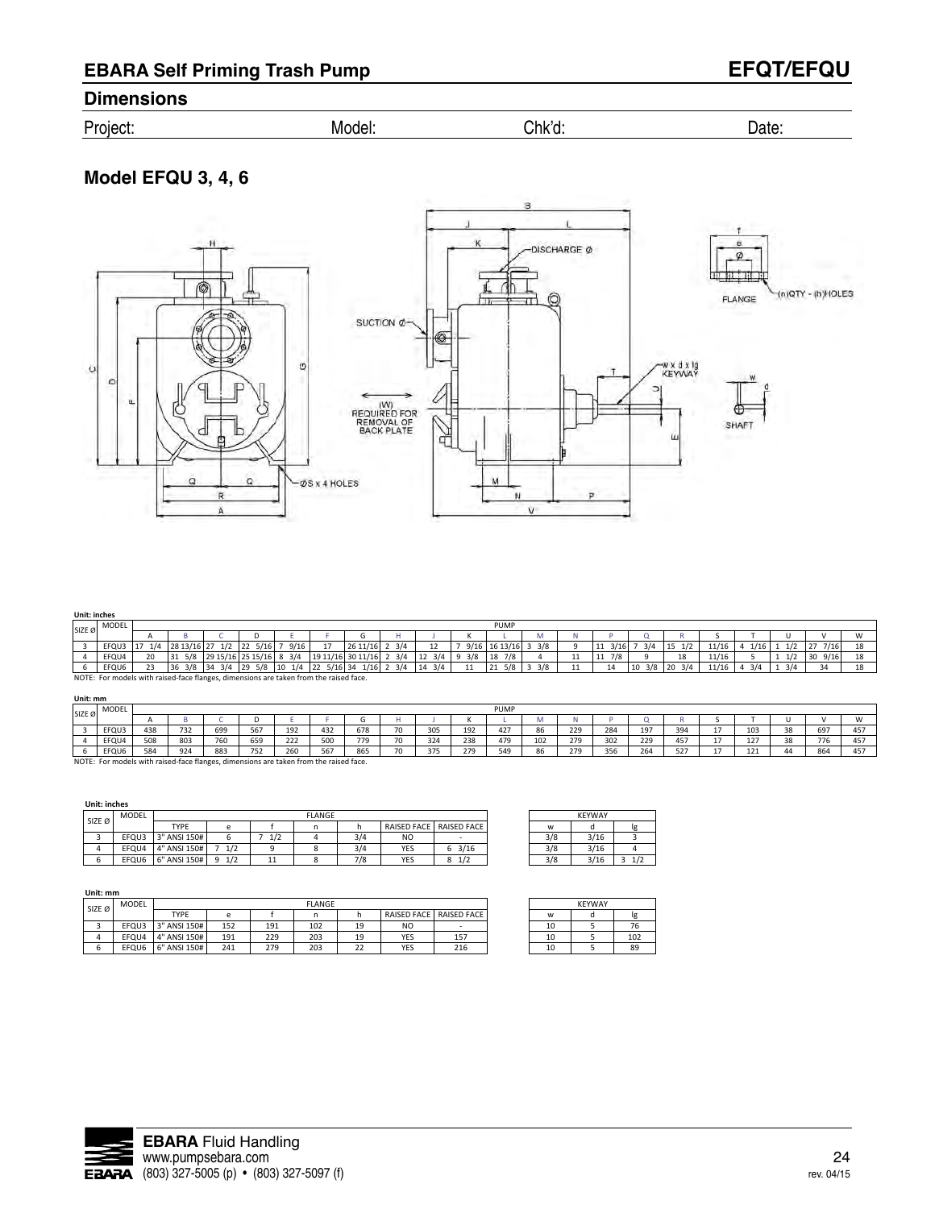# EBARA Self Priming Trash Pump

# EFQT/EFQU

## Dimensions

Project: Model: Chk'd: Date:

### Model EFQU 3, 4, 6

Unit: inches

| SIZE Ø | MODEL | PUMP | | | | | | | | | | | | | | | | | | | | | |
|---|---|---|---|---|---|---|---|---|---|---|---|---|---|---|---|---|---|---|---|---|---|---|---|
| | | A | B | C | D | E | F | G | H | J | K | L | M | N | P | Q | R | S | T | U | V | W |
| 3 | EFQU3 | 17 1/4 | 28 13/16 | 27 1/2 | 22 5/16 | 7 9/16 | 17 | 26 11/16 | 2 3/4 | 12 | 7 9/16 | 16 13/16 | 3 3/8 | 9 | 11 3/16 | 7 3/4 | 15 1/2 | 11/16 | 4 1/16 | 1 1/2 | 27 7/16 | 18 |
| 4 | EFQU4 | 20 | 31 5/8 | 29 15/16 | 25 15/16 | 8 3/4 | 19 11/16 | 30 11/16 | 2 3/4 | 12 3/4 | 9 3/8 | 18 7/8 | 4 | 11 | 11 7/8 | 9 | 18 | 11/16 | 5 | 1 1/2 | 30 9/16 | 18 |
| 6 | EFQU6 | 23 | 36 3/8 | 34 3/4 | 29 5/8 | 10 1/4 | 22 5/16 | 34 1/16 | 2 3/4 | 14 3/4 | 11 | 21 5/8 | 3 3/8 | 11 | 14 | 10 3/8 | 20 3/4 | 11/16 | 4 3/4 | 1 3/4 | 34 | 18 |

NOTE: For models with raised-face flanges, dimensions are taken from the raised face.

Unit: mm

| SIZE Ø | MODEL | PUMP | | | | | | | | | | | | | | | | | | | | | |
|---|---|---|---|---|---|---|---|---|---|---|---|---|---|---|---|---|---|---|---|---|---|---|---|
| | | A | B | C | D | E | F | G | H | J | K | L | M | N | P | Q | R | S | T | U | V | W |
| 3 | EFQU3 | 438 | 732 | 699 | 567 | 192 | 432 | 678 | 70 | 305 | 192 | 427 | 86 | 229 | 284 | 197 | 394 | 17 | 103 | 38 | 697 | 457 |
| 4 | EFQU4 | 508 | 803 | 760 | 659 | 222 | 500 | 779 | 70 | 324 | 238 | 479 | 102 | 279 | 302 | 229 | 457 | 17 | 127 | 38 | 776 | 457 |
| 6 | EFQU6 | 584 | 924 | 883 | 752 | 260 | 567 | 865 | 70 | 375 | 279 | 549 | 86 | 279 | 356 | 264 | 527 | 17 | 121 | 44 | 864 | 457 |

NOTE: For models with raised-face flanges, dimensions are taken from the raised face.

Unit: inches

| SIZE Ø | MODEL | FLANGE | | | | | | |
|---|---|---|---|---|---|---|---|---|
| | | TYPE | e | f | n | h | RAISED FACE | RAISED FACE |
| 3 | EFQU3 | 3" ANSI 150# | 6 | 7 1/2 | 4 | 3/4 | NO | - |
| 4 | EFQU4 | 4" ANSI 150# | 7 1/2 | 9 | 8 | 3/4 | YES | 6 3/16 |
| 6 | EFQU6 | 6" ANSI 150# | 9 1/2 | 11 | 8 | 7/8 | YES | 8 1/2 |

| KEYWAY | | |
|---|---|---|
| w | d | lg |
| 3/8 | 3/16 | 3 |
| 3/8 | 3/16 | 4 |
| 3/8 | 3/16 | 3 1/2 |

Unit: mm

| SIZE Ø | MODEL | FLANGE | | | | | | |
|---|---|---|---|---|---|---|---|---|
| | | TYPE | e | f | n | h | RAISED FACE | RAISED FACE |
| 3 | EFQU3 | 3" ANSI 150# | 152 | 191 | 102 | 19 | NO | - |
| 4 | EFQU4 | 4" ANSI 150# | 191 | 229 | 203 | 19 | YES | 157 |
| 6 | EFQU6 | 6" ANSI 150# | 241 | 279 | 203 | 22 | YES | 216 |

| KEYWAY | | |
|---|---|---|
| w | d | lg |
| 10 | 5 | 76 |
| 10 | 5 | 102 |
| 10 | 5 | 89 |

**EBARA** Fluid Handling
www.pumpsebara.com
(803) 327-5005 (p) • (803) 327-5097 (f)

rev. 04/15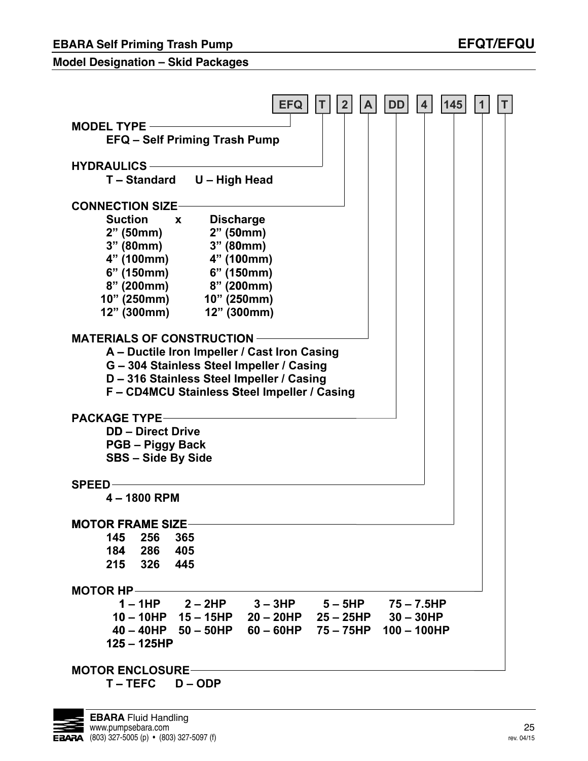## EBARA Self Priming Trash Pump — EFQT/EFQU

### Model Designation – Skid Packages

EFQ | T | 2 | A | DD | 4 | 145 | 1 | T

**MODEL TYPE**
- EFQ – Self Priming Trash Pump

**HYDRAULICS**
- T – Standard
- U – High Head

**CONNECTION SIZE**

| Suction | x | Discharge |
|---|---|---|
| 2" (50mm) | | 2" (50mm) |
| 3" (80mm) | | 3" (80mm) |
| 4" (100mm) | | 4" (100mm) |
| 6" (150mm) | | 6" (150mm) |
| 8" (200mm) | | 8" (200mm) |
| 10" (250mm) | | 10" (250mm) |
| 12" (300mm) | | 12" (300mm) |

**MATERIALS OF CONSTRUCTION**
- A – Ductile Iron Impeller / Cast Iron Casing
- G – 304 Stainless Steel Impeller / Casing
- D – 316 Stainless Steel Impeller / Casing
- F – CD4MCU Stainless Steel Impeller / Casing

**PACKAGE TYPE**
- DD – Direct Drive
- PGB – Piggy Back
- SBS – Side By Side

**SPEED**
- 4 – 1800 RPM

**MOTOR FRAME SIZE**

| | | |
|---|---|---|
| 145 | 256 | 365 |
| 184 | 286 | 405 |
| 215 | 326 | 445 |

**MOTOR HP**

| | | | | |
|---|---|---|---|---|
| 1 – 1HP | 2 – 2HP | 3 – 3HP | 5 – 5HP | 75 – 7.5HP |
| 10 – 10HP | 15 – 15HP | 20 – 20HP | 25 – 25HP | 30 – 30HP |
| 40 – 40HP | 50 – 50HP | 60 – 60HP | 75 – 75HP | 100 – 100HP |
| 125 – 125HP | | | | |

**MOTOR ENCLOSURE**
- T – TEFC
- D – ODP

**EBARA** Fluid Handling
www.pumpsebara.com
(803) 327-5005 (p) • (803) 327-5097 (f)

rev. 04/15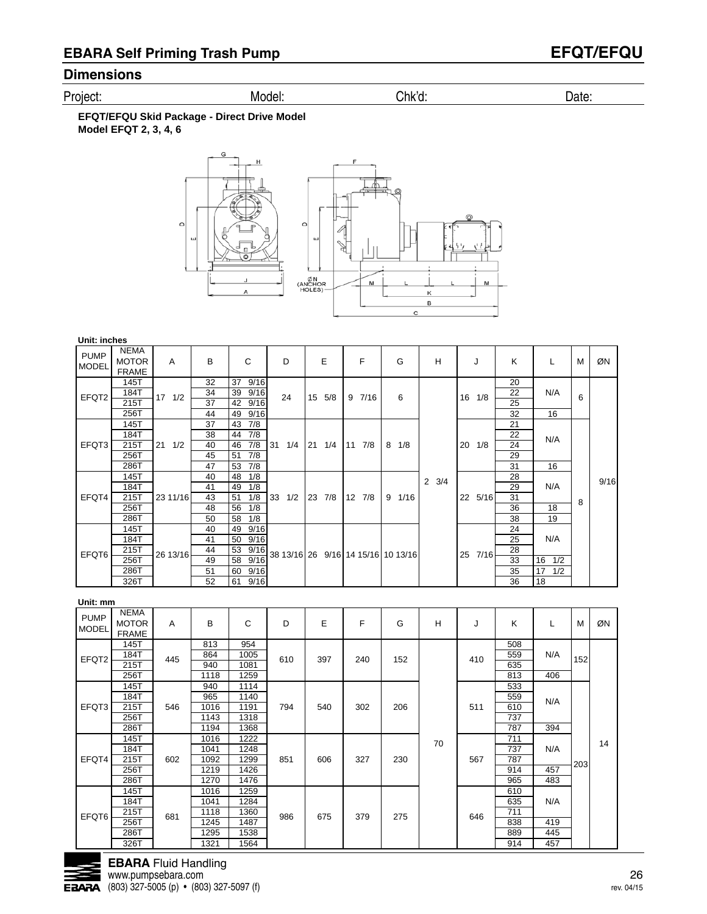## EBARA Self Priming Trash Pump — EFQT/EFQU

## Dimensions

Project: Model: Chk'd: Date:

**EFQT/EFQU Skid Package - Direct Drive Model**
**Model EFQT 2, 3, 4, 6**

**Unit: inches**

| PUMP MODEL | NEMA MOTOR FRAME | A | B | C | D | E | F | G | H | J | K | L | M | ØN |
|---|---|---|---|---|---|---|---|---|---|---|---|---|---|---|
| EFQT2 | 145T | 17 1/2 | 32 | 37 9/16 | 24 | 15 5/8 | 9 7/16 | 6 | 2 3/4 | 16 1/8 | 20 | N/A | 6 | 9/16 |
| | 184T | | 34 | 39 9/16 | | | | | | | 22 | | | |
| | 215T | | 37 | 42 9/16 | | | | | | | 25 | | | |
| | 256T | | 44 | 49 9/16 | | | | | | | 32 | 16 | | |
| EFQT3 | 145T | 21 1/2 | 37 | 43 7/8 | 31 1/4 | 21 1/4 | 11 7/8 | 8 1/8 | | 20 1/8 | 21 | N/A | 8 | |
| | 184T | | 38 | 44 7/8 | | | | | | | 22 | | | |
| | 215T | | 40 | 46 7/8 | | | | | | | 24 | | | |
| | 256T | | 45 | 51 7/8 | | | | | | | 29 | | | |
| | 286T | | 47 | 53 7/8 | | | | | | | 31 | 16 | | |
| EFQT4 | 145T | 23 11/16 | 40 | 48 1/8 | 33 1/2 | 23 7/8 | 12 7/8 | 9 1/16 | | 22 5/16 | 28 | N/A | | |
| | 184T | | 41 | 49 1/8 | | | | | | | 29 | | | |
| | 215T | | 43 | 51 1/8 | | | | | | | 31 | | | |
| | 256T | | 48 | 56 1/8 | | | | | | | 36 | 18 | | |
| | 286T | | 50 | 58 1/8 | | | | | | | 38 | 19 | | |
| EFQT6 | 145T | 26 13/16 | 40 | 49 9/16 | 38 13/16 | 26 9/16 | 14 15/16 | 10 13/16 | | 25 7/16 | 24 | N/A | | |
| | 184T | | 41 | 50 9/16 | | | | | | | 25 | | | |
| | 215T | | 44 | 53 9/16 | | | | | | | 28 | | | |
| | 256T | | 49 | 58 9/16 | | | | | | | 33 | 16 1/2 | | |
| | 286T | | 51 | 60 9/16 | | | | | | | 35 | 17 1/2 | | |
| | 326T | | 52 | 61 9/16 | | | | | | | 36 | 18 | | |

**Unit: mm**

| PUMP MODEL | NEMA MOTOR FRAME | A | B | C | D | E | F | G | H | J | K | L | M | ØN |
|---|---|---|---|---|---|---|---|---|---|---|---|---|---|---|
| EFQT2 | 145T | 445 | 813 | 954 | 610 | 397 | 240 | 152 | 70 | 410 | 508 | N/A | 152 | 14 |
| | 184T | | 864 | 1005 | | | | | | | 559 | | | |
| | 215T | | 940 | 1081 | | | | | | | 635 | | | |
| | 256T | | 1118 | 1259 | | | | | | | 813 | 406 | | |
| EFQT3 | 145T | 546 | 940 | 1114 | 794 | 540 | 302 | 206 | | 511 | 533 | N/A | 203 | |
| | 184T | | 965 | 1140 | | | | | | | 559 | | | |
| | 215T | | 1016 | 1191 | | | | | | | 610 | | | |
| | 256T | | 1143 | 1318 | | | | | | | 737 | | | |
| | 286T | | 1194 | 1368 | | | | | | | 787 | 394 | | |
| EFQT4 | 145T | 602 | 1016 | 1222 | 851 | 606 | 327 | 230 | | 567 | 711 | N/A | | |
| | 184T | | 1041 | 1248 | | | | | | | 737 | | | |
| | 215T | | 1092 | 1299 | | | | | | | 787 | | | |
| | 256T | | 1219 | 1426 | | | | | | | 914 | 457 | | |
| | 286T | | 1270 | 1476 | | | | | | | 965 | 483 | | |
| EFQT6 | 145T | 681 | 1016 | 1259 | 986 | 675 | 379 | 275 | | 646 | 610 | N/A | | |
| | 184T | | 1041 | 1284 | | | | | | | 635 | | | |
| | 215T | | 1118 | 1360 | | | | | | | 711 | | | |
| | 256T | | 1245 | 1487 | | | | | | | 838 | 419 | | |
| | 286T | | 1295 | 1538 | | | | | | | 889 | 445 | | |
| | 326T | | 1321 | 1564 | | | | | | | 914 | 457 | | |

**EBARA** Fluid Handling
www.pumpsebara.com
(803) 327-5005 (p) • (803) 327-5097 (f)

rev. 04/15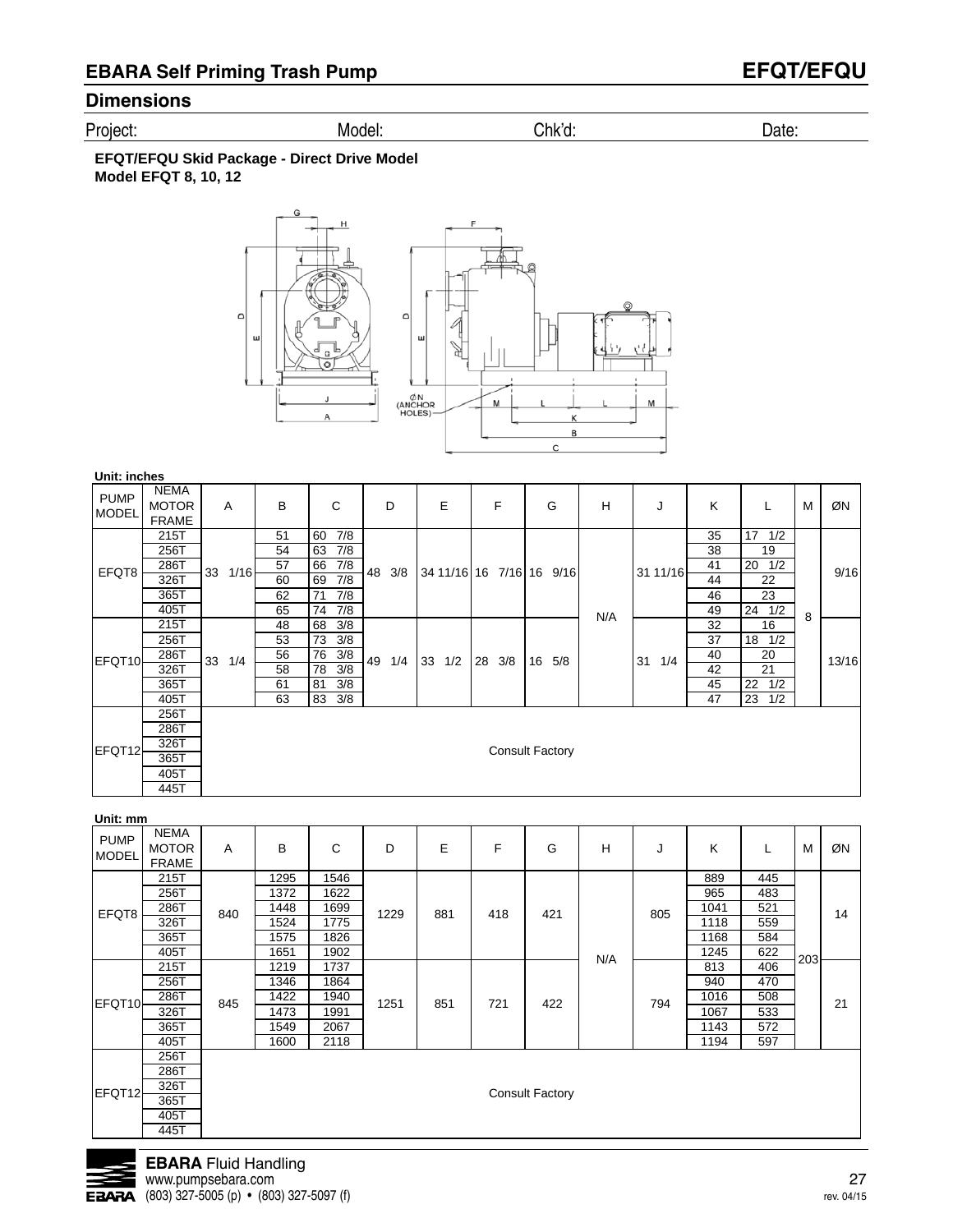## EBARA Self Priming Trash Pump — EFQT/EFQU

### Dimensions

Project: Model: Chk'd: Date:

**EFQT/EFQU Skid Package - Direct Drive Model**
**Model EFQT 8, 10, 12**

**Unit: inches**

| PUMP MODEL | NEMA MOTOR FRAME | A | B | C | D | E | F | G | H | J | K | L | M | ØN |
|---|---|---|---|---|---|---|---|---|---|---|---|---|---|---|
| EFQT8 | 215T | 33 1/16 | 51 | 60 7/8 | 48 3/8 | 34 11/16 | 16 7/16 | 16 9/16 | N/A | 31 11/16 | 35 | 17 1/2 | 8 | 9/16 |
| | 256T | | 54 | 63 7/8 | | | | | | | 38 | 19 | | |
| | 286T | | 57 | 66 7/8 | | | | | | | 41 | 20 1/2 | | |
| | 326T | | 60 | 69 7/8 | | | | | | | 44 | 22 | | |
| | 365T | | 62 | 71 7/8 | | | | | | | 46 | 23 | | |
| | 405T | | 65 | 74 7/8 | | | | | | | 49 | 24 1/2 | | |
| EFQT10 | 215T | 33 1/4 | 48 | 68 3/8 | 49 1/4 | 33 1/2 | 28 3/8 | 16 5/8 | | 31 1/4 | 32 | 16 | | 13/16 |
| | 256T | | 53 | 73 3/8 | | | | | | | 37 | 18 1/2 | | |
| | 286T | | 56 | 76 3/8 | | | | | | | 40 | 20 | | |
| | 326T | | 58 | 78 3/8 | | | | | | | 42 | 21 | | |
| | 365T | | 61 | 81 3/8 | | | | | | | 45 | 22 1/2 | | |
| | 405T | | 63 | 83 3/8 | | | | | | | 47 | 23 1/2 | | |
| EFQT12 | 256T | Consult Factory | | | | | | | | | | | | |
| | 286T | | | | | | | | | | | | | |
| | 326T | | | | | | | | | | | | | |
| | 365T | | | | | | | | | | | | | |
| | 405T | | | | | | | | | | | | | |
| | 445T | | | | | | | | | | | | | |

**Unit: mm**

| PUMP MODEL | NEMA MOTOR FRAME | A | B | C | D | E | F | G | H | J | K | L | M | ØN |
|---|---|---|---|---|---|---|---|---|---|---|---|---|---|---|
| EFQT8 | 215T | 840 | 1295 | 1546 | 1229 | 881 | 418 | 421 | N/A | 805 | 889 | 445 | 203 | 14 |
| | 256T | | 1372 | 1622 | | | | | | | 965 | 483 | | |
| | 286T | | 1448 | 1699 | | | | | | | 1041 | 521 | | |
| | 326T | | 1524 | 1775 | | | | | | | 1118 | 559 | | |
| | 365T | | 1575 | 1826 | | | | | | | 1168 | 584 | | |
| | 405T | | 1651 | 1902 | | | | | | | 1245 | 622 | | |
| EFQT10 | 215T | 845 | 1219 | 1737 | 1251 | 851 | 721 | 422 | | 794 | 813 | 406 | | 21 |
| | 256T | | 1346 | 1864 | | | | | | | 940 | 470 | | |
| | 286T | | 1422 | 1940 | | | | | | | 1016 | 508 | | |
| | 326T | | 1473 | 1991 | | | | | | | 1067 | 533 | | |
| | 365T | | 1549 | 2067 | | | | | | | 1143 | 572 | | |
| | 405T | | 1600 | 2118 | | | | | | | 1194 | 597 | | |
| EFQT12 | 256T | Consult Factory | | | | | | | | | | | | |
| | 286T | | | | | | | | | | | | | |
| | 326T | | | | | | | | | | | | | |
| | 365T | | | | | | | | | | | | | |
| | 405T | | | | | | | | | | | | | |
| | 445T | | | | | | | | | | | | | |

**EBARA** Fluid Handling
www.pumpsebara.com
(803) 327-5005 (p) • (803) 327-5097 (f)

rev. 04/15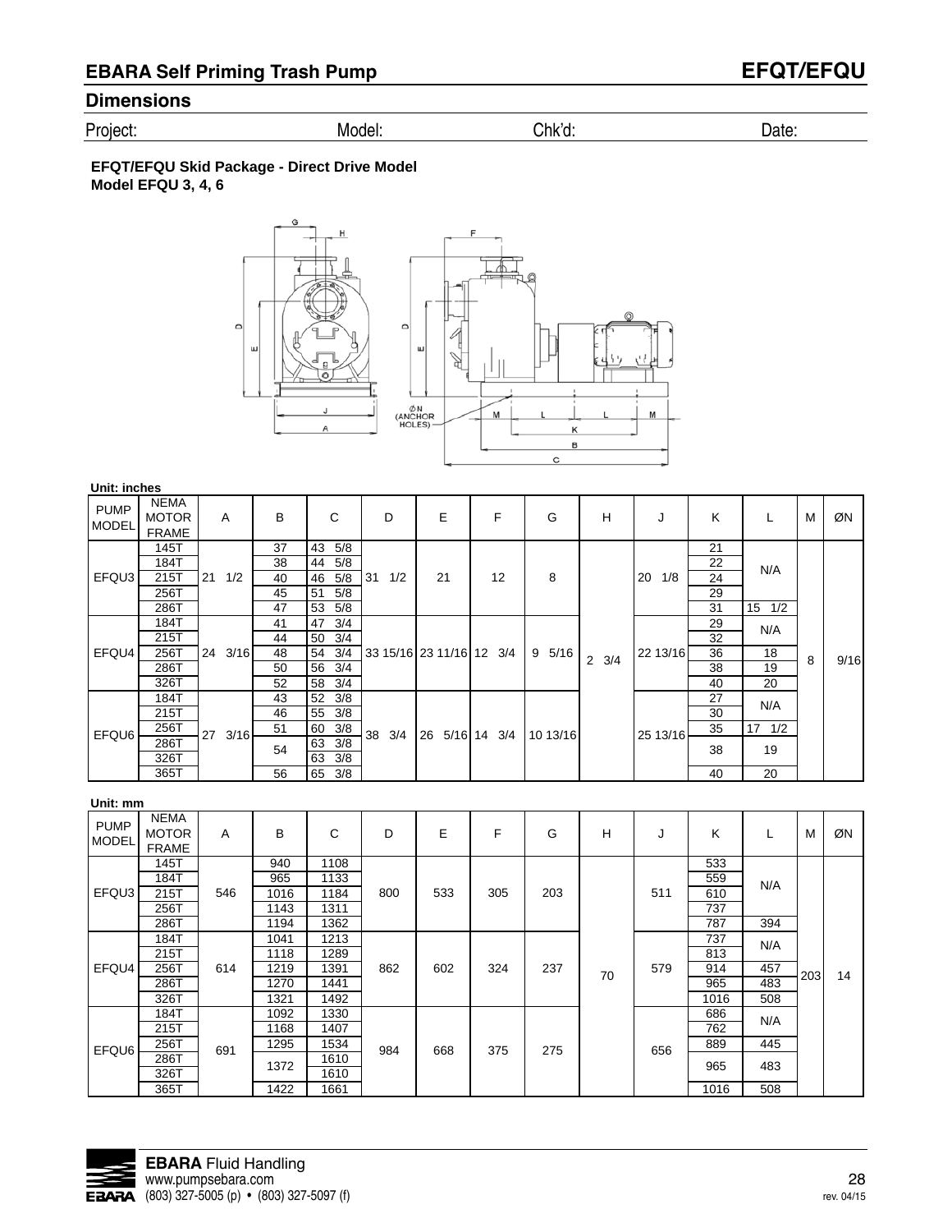## EBARA Self Priming Trash Pump — EFQT/EFQU

### Dimensions

Project: Model: Chk'd: Date:

**EFQT/EFQU Skid Package - Direct Drive Model**
**Model EFQU 3, 4, 6**

**Unit: inches**

| PUMP MODEL | NEMA MOTOR FRAME | A | B | C | D | E | F | G | H | J | K | L | M | ØN |
|---|---|---|---|---|---|---|---|---|---|---|---|---|---|---|
| EFQU3 | 145T | 21 1/2 | 37 | 43 5/8 | 31 1/2 | 21 | 12 | 8 | 2 3/4 | 20 1/8 | 21 | N/A | 8 | 9/16 |
| | 184T | | 38 | 44 5/8 | | | | | | | 22 | N/A | | |
| | 215T | | 40 | 46 5/8 | | | | | | | 24 | N/A | | |
| | 256T | | 45 | 51 5/8 | | | | | | | 29 | N/A | | |
| | 286T | | 47 | 53 5/8 | | | | | | | 31 | 15 1/2 | | |
| EFQU4 | 184T | 24 3/16 | 41 | 47 3/4 | 33 15/16 | 23 11/16 | 12 3/4 | 9 5/16 | | 22 13/16 | 29 | N/A | | |
| | 215T | | 44 | 50 3/4 | | | | | | | 32 | N/A | | |
| | 256T | | 48 | 54 3/4 | | | | | | | 36 | 18 | | |
| | 286T | | 50 | 56 3/4 | | | | | | | 38 | 19 | | |
| | 326T | | 52 | 58 3/4 | | | | | | | 40 | 20 | | |
| EFQU6 | 184T | 27 3/16 | 43 | 52 3/8 | 38 3/4 | 26 5/16 | 14 3/4 | 10 13/16 | | 25 13/16 | 27 | N/A | | |
| | 215T | | 46 | 55 3/8 | | | | | | | 30 | N/A | | |
| | 256T | | 51 | 60 3/8 | | | | | | | 35 | 17 1/2 | | |
| | 286T | | 54 | 63 3/8 | | | | | | | 38 | 19 | | |
| | 326T | | 54 | 63 3/8 | | | | | | | 38 | 19 | | |
| | 365T | | 56 | 65 3/8 | | | | | | | 40 | 20 | | |

**Unit: mm**

| PUMP MODEL | NEMA MOTOR FRAME | A | B | C | D | E | F | G | H | J | K | L | M | ØN |
|---|---|---|---|---|---|---|---|---|---|---|---|---|---|---|
| EFQU3 | 145T | 546 | 940 | 1108 | 800 | 533 | 305 | 203 | 70 | 511 | 533 | N/A | 203 | 14 |
| | 184T | | 965 | 1133 | | | | | | | 559 | N/A | | |
| | 215T | | 1016 | 1184 | | | | | | | 610 | N/A | | |
| | 256T | | 1143 | 1311 | | | | | | | 737 | N/A | | |
| | 286T | | 1194 | 1362 | | | | | | | 787 | 394 | | |
| EFQU4 | 184T | 614 | 1041 | 1213 | 862 | 602 | 324 | 237 | | 579 | 737 | N/A | | |
| | 215T | | 1118 | 1289 | | | | | | | 813 | N/A | | |
| | 256T | | 1219 | 1391 | | | | | | | 914 | 457 | | |
| | 286T | | 1270 | 1441 | | | | | | | 965 | 483 | | |
| | 326T | | 1321 | 1492 | | | | | | | 1016 | 508 | | |
| EFQU6 | 184T | 691 | 1092 | 1330 | 984 | 668 | 375 | 275 | | 656 | 686 | N/A | | |
| | 215T | | 1168 | 1407 | | | | | | | 762 | N/A | | |
| | 256T | | 1295 | 1534 | | | | | | | 889 | 445 | | |
| | 286T | | 1372 | 1610 | | | | | | | 965 | 483 | | |
| | 326T | | 1372 | 1610 | | | | | | | 965 | 483 | | |
| | 365T | | 1422 | 1661 | | | | | | | 1016 | 508 | | |

**EBARA** Fluid Handling
www.pumpsebara.com
(803) 327-5005 (p) • (803) 327-5097 (f)

rev. 04/15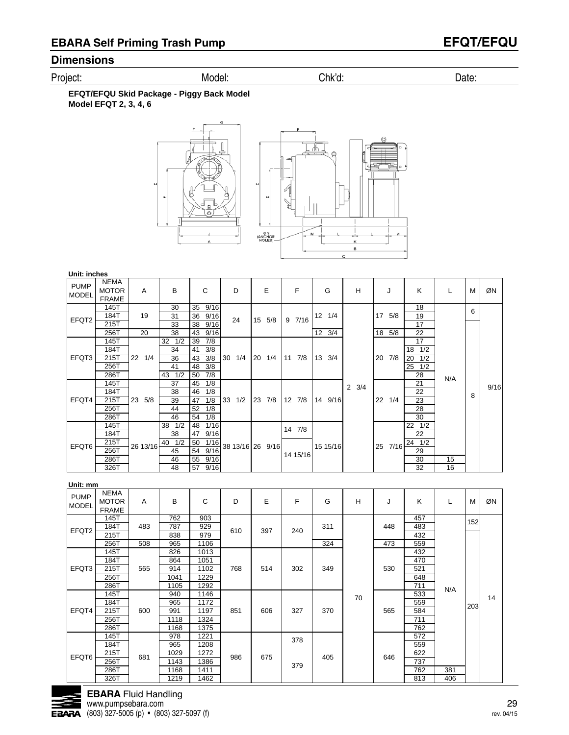## EBARA Self Priming Trash Pump

## EFQT/EFQU

### Dimensions

Project: Model: Chk'd: Date:

**EFQT/EFQU Skid Package - Piggy Back Model**
**Model EFQT 2, 3, 4, 6**

**Unit: inches**

| PUMP MODEL | NEMA MOTOR FRAME | A | B | C | D | E | F | G | H | J | K | L | M | ØN |
|---|---|---|---|---|---|---|---|---|---|---|---|---|---|---|
| EFQT2 | 145T | 19 | 30 | 35 9/16 | 24 | 15 5/8 | 9 7/16 | 12 1/4 | 2 3/4 | 17 5/8 | 18 | N/A | 6 | 9/16 |
| | 184T | | 31 | 36 9/16 | | | | | | | 19 | | | |
| | 215T | | 33 | 38 9/16 | | | | | | | 17 | | 8 | |
| | 256T | 20 | 38 | 43 9/16 | | | | 12 3/4 | | 18 5/8 | 22 | | | |
| EFQT3 | 145T | 22 1/4 | 32 1/2 | 39 7/8 | 30 1/4 | 20 1/4 | 11 7/8 | 13 3/4 | | 20 7/8 | 17 | | | |
| | 184T | | 34 | 41 3/8 | | | | | | | 18 1/2 | | | |
| | 215T | | 36 | 43 3/8 | | | | | | | 20 1/2 | | | |
| | 256T | | 41 | 48 3/8 | | | | | | | 25 1/2 | | | |
| | 286T | | 43 1/2 | 50 7/8 | | | | | | | 28 | | | |
| EFQT4 | 145T | 23 5/8 | 37 | 45 1/8 | 33 1/2 | 23 7/8 | 12 7/8 | 14 9/16 | | 22 1/4 | 21 | | | |
| | 184T | | 38 | 46 1/8 | | | | | | | 22 | | | |
| | 215T | | 39 | 47 1/8 | | | | | | | 23 | | | |
| | 256T | | 44 | 52 1/8 | | | | | | | 28 | | | |
| | 286T | | 46 | 54 1/8 | | | | | | | 30 | | | |
| EFQT6 | 145T | 26 13/16 | 38 1/2 | 48 1/16 | 38 13/16 | 26 9/16 | 14 7/8 | 15 15/16 | | 25 7/16 | 22 1/2 | | | |
| | 184T | | 38 | 47 9/16 | | | | | | | 22 | | | |
| | 215T | | 40 1/2 | 50 1/16 | | | 14 15/16 | | | | 24 1/2 | | | |
| | 256T | | 45 | 54 9/16 | | | | | | | 29 | | | |
| | 286T | | 46 | 55 9/16 | | | | | | | 30 | 15 | | |
| | 326T | | 48 | 57 9/16 | | | | | | | 32 | 16 | | |

**Unit: mm**

| PUMP MODEL | NEMA MOTOR FRAME | A | B | C | D | E | F | G | H | J | K | L | M | ØN |
|---|---|---|---|---|---|---|---|---|---|---|---|---|---|---|
| EFQT2 | 145T | 483 | 762 | 903 | 610 | 397 | 240 | 311 | 70 | 448 | 457 | N/A | 152 | 14 |
| | 184T | | 787 | 929 | | | | | | | 483 | | | |
| | 215T | | 838 | 979 | | | | | | | 432 | | 203 | |
| | 256T | 508 | 965 | 1106 | | | | 324 | | 473 | 559 | | | |
| EFQT3 | 145T | 565 | 826 | 1013 | 768 | 514 | 302 | 349 | | 530 | 432 | | | |
| | 184T | | 864 | 1051 | | | | | | | 470 | | | |
| | 215T | | 914 | 1102 | | | | | | | 521 | | | |
| | 256T | | 1041 | 1229 | | | | | | | 648 | | | |
| | 286T | | 1105 | 1292 | | | | | | | 711 | | | |
| EFQT4 | 145T | 600 | 940 | 1146 | 851 | 606 | 327 | 370 | | 565 | 533 | | | |
| | 184T | | 965 | 1172 | | | | | | | 559 | | | |
| | 215T | | 991 | 1197 | | | | | | | 584 | | | |
| | 256T | | 1118 | 1324 | | | | | | | 711 | | | |
| | 286T | | 1168 | 1375 | | | | | | | 762 | | | |
| EFQT6 | 145T | 681 | 978 | 1221 | 986 | 675 | 378 | 405 | | 646 | 572 | | | |
| | 184T | | 965 | 1208 | | | | | | | 559 | | | |
| | 215T | | 1029 | 1272 | | | 379 | | | | 622 | | | |
| | 256T | | 1143 | 1386 | | | | | | | 737 | | | |
| | 286T | | 1168 | 1411 | | | | | | | 762 | 381 | | |
| | 326T | | 1219 | 1462 | | | | | | | 813 | 406 | | |

**EBARA** Fluid Handling
www.pumpsebara.com
(803) 327-5005 (p) • (803) 327-5097 (f)

rev. 04/15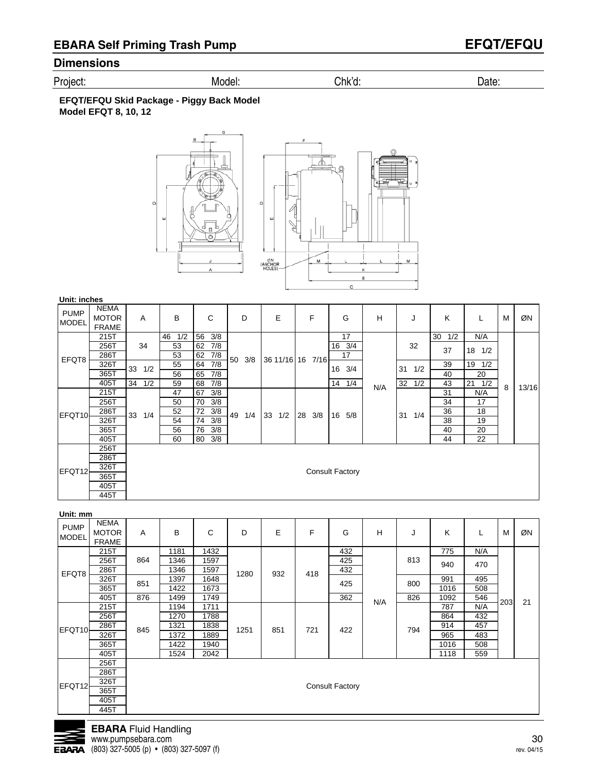## EBARA Self Priming Trash Pump — EFQT/EFQU

### Dimensions

Project: Model: Chk'd: Date:

**EFQT/EFQU Skid Package - Piggy Back Model**
**Model EFQT 8, 10, 12**

**Unit: inches**

| PUMP MODEL | NEMA MOTOR FRAME | A | B | C | D | E | F | G | H | J | K | L | M | ØN |
|---|---|---|---|---|---|---|---|---|---|---|---|---|---|---|
| EFQT8 | 215T | 34 | 46 1/2 | 56 3/8 | 50 3/8 | 36 11/16 | 16 7/16 | 17 | N/A | 32 | 30 1/2 | N/A | 8 | 13/16 |
| | 256T | | 53 | 62 7/8 | | | | 16 3/4 | | | 37 | 18 1/2 | | |
| | 286T | | 53 | 62 7/8 | | | | 17 | | | | | | |
| | 326T | 33 1/2 | 55 | 64 7/8 | | | | 16 3/4 | | 31 1/2 | 39 | 19 1/2 | | |
| | 365T | | 56 | 65 7/8 | | | | | | | 40 | 20 | | |
| | 405T | 34 1/2 | 59 | 68 7/8 | | | | 14 1/4 | | 32 1/2 | 43 | 21 1/2 | | |
| EFQT10 | 215T | 33 1/4 | 47 | 67 3/8 | 49 1/4 | 33 1/2 | 28 3/8 | 16 5/8 | | 31 1/4 | 31 | N/A | | |
| | 256T | | 50 | 70 3/8 | | | | | | | 34 | 17 | | |
| | 286T | | 52 | 72 3/8 | | | | | | | 36 | 18 | | |
| | 326T | | 54 | 74 3/8 | | | | | | | 38 | 19 | | |
| | 365T | | 56 | 76 3/8 | | | | | | | 40 | 20 | | |
| | 405T | | 60 | 80 3/8 | | | | | | | 44 | 22 | | |
| EFQT12 | 256T | Consult Factory | | | | | | | | | | | | |
| | 286T | | | | | | | | | | | | | |
| | 326T | | | | | | | | | | | | | |
| | 365T | | | | | | | | | | | | | |
| | 405T | | | | | | | | | | | | | |
| | 445T | | | | | | | | | | | | | |

**Unit: mm**

| PUMP MODEL | NEMA MOTOR FRAME | A | B | C | D | E | F | G | H | J | K | L | M | ØN |
|---|---|---|---|---|---|---|---|---|---|---|---|---|---|---|
| EFQT8 | 215T | 864 | 1181 | 1432 | 1280 | 932 | 418 | 432 | N/A | 813 | 775 | N/A | 203 | 21 |
| | 256T | | 1346 | 1597 | | | | 425 | | | 940 | 470 | | |
| | 286T | | 1346 | 1597 | | | | 432 | | | | | | |
| | 326T | 851 | 1397 | 1648 | | | | 425 | | 800 | 991 | 495 | | |
| | 365T | | 1422 | 1673 | | | | | | | 1016 | 508 | | |
| | 405T | 876 | 1499 | 1749 | | | | 362 | | 826 | 1092 | 546 | | |
| EFQT10 | 215T | 845 | 1194 | 1711 | 1251 | 851 | 721 | 422 | | 794 | 787 | N/A | | |
| | 256T | | 1270 | 1788 | | | | | | | 864 | 432 | | |
| | 286T | | 1321 | 1838 | | | | | | | 914 | 457 | | |
| | 326T | | 1372 | 1889 | | | | | | | 965 | 483 | | |
| | 365T | | 1422 | 1940 | | | | | | | 1016 | 508 | | |
| | 405T | | 1524 | 2042 | | | | | | | 1118 | 559 | | |
| EFQT12 | 256T | Consult Factory | | | | | | | | | | | | |
| | 286T | | | | | | | | | | | | | |
| | 326T | | | | | | | | | | | | | |
| | 365T | | | | | | | | | | | | | |
| | 405T | | | | | | | | | | | | | |
| | 445T | | | | | | | | | | | | | |

**EBARA** Fluid Handling
www.pumpsebara.com
(803) 327-5005 (p) • (803) 327-5097 (f)

rev. 04/15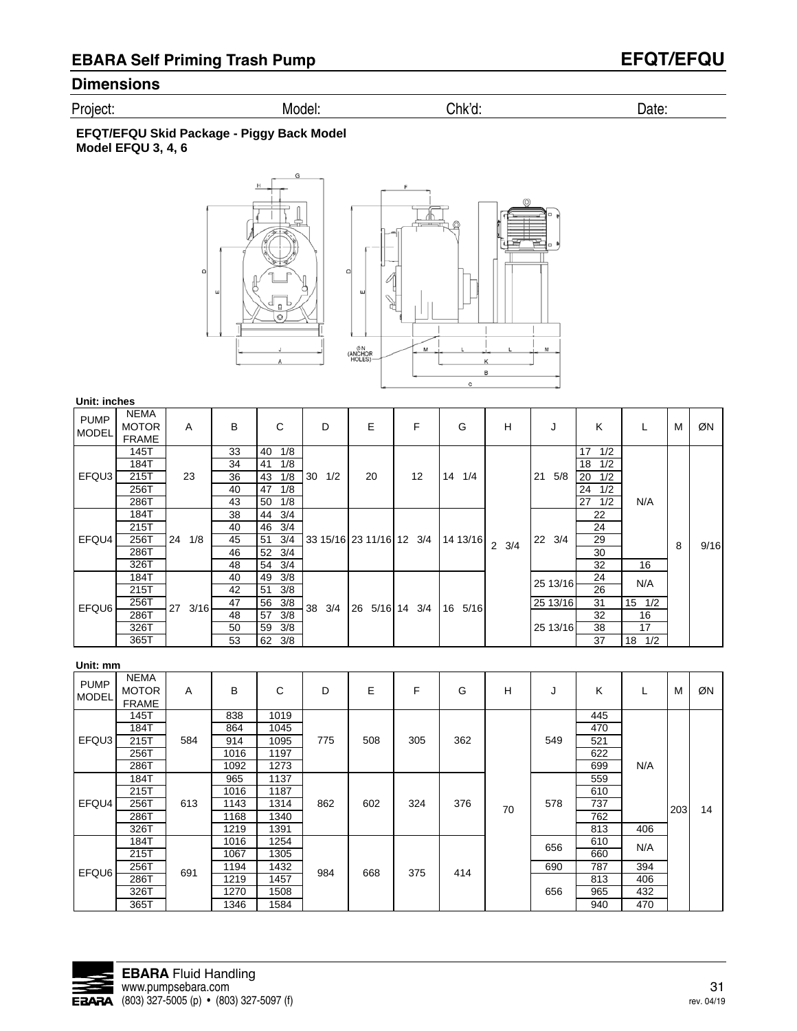## EBARA Self Priming Trash Pump — EFQT/EFQU

## Dimensions

Project: Model: Chk'd: Date:

**EFQT/EFQU Skid Package - Piggy Back Model**
**Model EFQU 3, 4, 6**

**Unit: inches**

| PUMP MODEL | NEMA MOTOR FRAME | A | B | C | D | E | F | G | H | J | K | L | M | ØN |
|---|---|---|---|---|---|---|---|---|---|---|---|---|---|---|
| EFQU3 | 145T | 23 | 33 | 40 1/8 | 30 1/2 | 20 | 12 | 14 1/4 | 2 3/4 | 21 5/8 | 17 1/2 | N/A | 8 | 9/16 |
| | 184T | | 34 | 41 1/8 | | | | | | | 18 1/2 | | | |
| | 215T | | 36 | 43 1/8 | | | | | | | 20 1/2 | | | |
| | 256T | | 40 | 47 1/8 | | | | | | | 24 1/2 | | | |
| | 286T | | 43 | 50 1/8 | | | | | | | 27 1/2 | | | |
| EFQU4 | 184T | 24 1/8 | 38 | 44 3/4 | 33 15/16 | 23 11/16 | 12 3/4 | 14 13/16 | | 22 3/4 | 22 | | | |
| | 215T | | 40 | 46 3/4 | | | | | | | 24 | | | |
| | 256T | | 45 | 51 3/4 | | | | | | | 29 | | | |
| | 286T | | 46 | 52 3/4 | | | | | | | 30 | | | |
| | 326T | | 48 | 54 3/4 | | | | | | | 32 | 16 | | |
| EFQU6 | 184T | 27 3/16 | 40 | 49 3/8 | 38 3/4 | 26 5/16 | 14 3/4 | 16 5/16 | | 25 13/16 | 24 | N/A | | |
| | 215T | | 42 | 51 3/8 | | | | | | | 26 | | | |
| | 256T | | 47 | 56 3/8 | | | | | | 25 13/16 | 31 | 15 1/2 | | |
| | 286T | | 48 | 57 3/8 | | | | | | 25 13/16 | 32 | 16 | | |
| | 326T | | 50 | 59 3/8 | | | | | | | 38 | 17 | | |
| | 365T | | 53 | 62 3/8 | | | | | | | 37 | 18 1/2 | | |

**Unit: mm**

| PUMP MODEL | NEMA MOTOR FRAME | A | B | C | D | E | F | G | H | J | K | L | M | ØN |
|---|---|---|---|---|---|---|---|---|---|---|---|---|---|---|
| EFQU3 | 145T | 584 | 838 | 1019 | 775 | 508 | 305 | 362 | 70 | 549 | 445 | N/A | 203 | 14 |
| | 184T | | 864 | 1045 | | | | | | | 470 | | | |
| | 215T | | 914 | 1095 | | | | | | | 521 | | | |
| | 256T | | 1016 | 1197 | | | | | | | 622 | | | |
| | 286T | | 1092 | 1273 | | | | | | | 699 | | | |
| EFQU4 | 184T | 613 | 965 | 1137 | 862 | 602 | 324 | 376 | | 578 | 559 | | | |
| | 215T | | 1016 | 1187 | | | | | | | 610 | | | |
| | 256T | | 1143 | 1314 | | | | | | | 737 | | | |
| | 286T | | 1168 | 1340 | | | | | | | 762 | | | |
| | 326T | | 1219 | 1391 | | | | | | | 813 | 406 | | |
| EFQU6 | 184T | 691 | 1016 | 1254 | 984 | 668 | 375 | 414 | | 656 | 610 | N/A | | |
| | 215T | | 1067 | 1305 | | | | | | | 660 | | | |
| | 256T | | 1194 | 1432 | | | | | | 690 | 787 | 394 | | |
| | 286T | | 1219 | 1457 | | | | | | 656 | 813 | 406 | | |
| | 326T | | 1270 | 1508 | | | | | | | 965 | 432 | | |
| | 365T | | 1346 | 1584 | | | | | | | 940 | 470 | | |

**EBARA** Fluid Handling
www.pumpsebara.com
(803) 327-5005 (p) • (803) 327-5097 (f)

rev. 04/19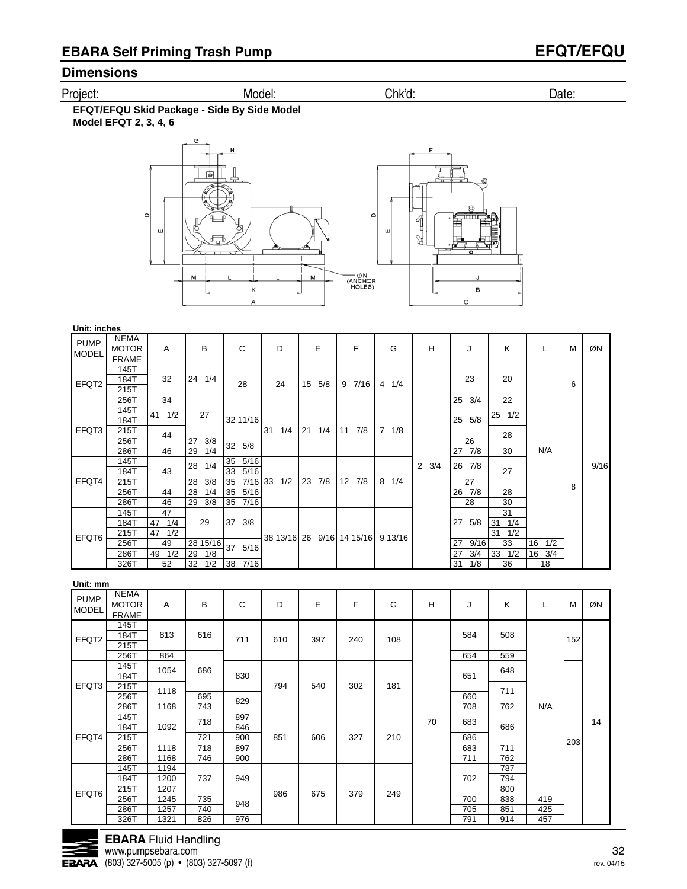## EBARA Self Priming Trash Pump

## EFQT/EFQU

### Dimensions

Project: Model: Chk'd: Date:

**EFQT/EFQU Skid Package - Side By Side Model**
**Model EFQT 2, 3, 4, 6**

**Unit: inches**

| PUMP MODEL | NEMA MOTOR FRAME | A | B | C | D | E | F | G | H | J | K | L | M | ØN |
|---|---|---|---|---|---|---|---|---|---|---|---|---|---|---|
| EFQT2 | 145T | 32 | 24 1/4 | 28 | 24 | 15 5/8 | 9 7/16 | 4 1/4 | 2 3/4 | 23 | 20 | N/A | 6 | 9/16 |
| | 184T | 32 | 24 1/4 | 28 | 24 | 15 5/8 | 9 7/16 | 4 1/4 | 2 3/4 | 23 | 20 | N/A | 6 | 9/16 |
| | 215T | 32 | 24 1/4 | 28 | 24 | 15 5/8 | 9 7/16 | 4 1/4 | 2 3/4 | 23 | 20 | N/A | 6 | 9/16 |
| | 256T | 34 | 24 1/4 | 28 | 24 | 15 5/8 | 9 7/16 | 4 1/4 | 2 3/4 | 25 3/4 | 22 | N/A | 6 | 9/16 |
| EFQT3 | 145T | 41 1/2 | 27 | 32 11/16 | 31 1/4 | 21 1/4 | 11 7/8 | 7 1/8 | 2 3/4 | 25 5/8 | 25 1/2 | N/A | 8 | 9/16 |
| | 184T | 41 1/2 | 27 | 32 11/16 | 31 1/4 | 21 1/4 | 11 7/8 | 7 1/8 | 2 3/4 | 25 5/8 | 25 1/2 | N/A | 8 | 9/16 |
| | 215T | 44 | 27 | 32 11/16 | 31 1/4 | 21 1/4 | 11 7/8 | 7 1/8 | 2 3/4 | 25 5/8 | 28 | N/A | 8 | 9/16 |
| | 256T | 44 | 27 3/8 | 32 5/8 | 31 1/4 | 21 1/4 | 11 7/8 | 7 1/8 | 2 3/4 | 26 | 28 | N/A | 8 | 9/16 |
| | 286T | 46 | 29 1/4 | 32 5/8 | 31 1/4 | 21 1/4 | 11 7/8 | 7 1/8 | 2 3/4 | 27 7/8 | 30 | N/A | 8 | 9/16 |
| EFQT4 | 145T | 43 | 28 1/4 | 35 5/16 | 33 1/2 | 23 7/8 | 12 7/8 | 8 1/4 | 2 3/4 | 26 7/8 | 27 | N/A | 8 | 9/16 |
| | 184T | 43 | 28 1/4 | 33 5/16 | 33 1/2 | 23 7/8 | 12 7/8 | 8 1/4 | 2 3/4 | 26 7/8 | 27 | N/A | 8 | 9/16 |
| | 215T | 43 | 28 3/8 | 35 7/16 | 33 1/2 | 23 7/8 | 12 7/8 | 8 1/4 | 2 3/4 | 27 | 27 | N/A | 8 | 9/16 |
| | 256T | 44 | 28 1/4 | 35 5/16 | 33 1/2 | 23 7/8 | 12 7/8 | 8 1/4 | 2 3/4 | 26 7/8 | 28 | N/A | 8 | 9/16 |
| | 286T | 46 | 29 3/8 | 35 7/16 | 33 1/2 | 23 7/8 | 12 7/8 | 8 1/4 | 2 3/4 | 28 | 30 | N/A | 8 | 9/16 |
| EFQT6 | 145T | 47 | 29 | 37 3/8 | 38 13/16 | 26 9/16 | 14 15/16 | 9 13/16 | 2 3/4 | 27 5/8 | 31 | N/A | 8 | 9/16 |
| | 184T | 47 1/4 | 29 | 37 3/8 | 38 13/16 | 26 9/16 | 14 15/16 | 9 13/16 | 2 3/4 | 27 5/8 | 31 1/4 | N/A | 8 | 9/16 |
| | 215T | 47 1/2 | 29 | 37 3/8 | 38 13/16 | 26 9/16 | 14 15/16 | 9 13/16 | 2 3/4 | 27 5/8 | 31 1/2 | N/A | 8 | 9/16 |
| | 256T | 49 | 28 15/16 | 37 5/16 | 38 13/16 | 26 9/16 | 14 15/16 | 9 13/16 | 2 3/4 | 27 9/16 | 33 | 16 1/2 | 8 | 9/16 |
| | 286T | 49 1/2 | 29 1/8 | 37 5/16 | 38 13/16 | 26 9/16 | 14 15/16 | 9 13/16 | 2 3/4 | 27 3/4 | 33 1/2 | 16 3/4 | 8 | 9/16 |
| | 326T | 52 | 32 1/2 | 38 7/16 | 38 13/16 | 26 9/16 | 14 15/16 | 9 13/16 | 2 3/4 | 31 1/8 | 36 | 18 | 8 | 9/16 |

**Unit: mm**

| PUMP MODEL | NEMA MOTOR FRAME | A | B | C | D | E | F | G | H | J | K | L | M | ØN |
|---|---|---|---|---|---|---|---|---|---|---|---|---|---|---|
| EFQT2 | 145T | 813 | 616 | 711 | 610 | 397 | 240 | 108 | 70 | 584 | 508 | N/A | 152 | 14 |
| | 184T | 813 | 616 | 711 | 610 | 397 | 240 | 108 | 70 | 584 | 508 | N/A | 152 | 14 |
| | 215T | 813 | 616 | 711 | 610 | 397 | 240 | 108 | 70 | 584 | 508 | N/A | 152 | 14 |
| | 256T | 864 | 616 | 711 | 610 | 397 | 240 | 108 | 70 | 654 | 559 | N/A | 152 | 14 |
| EFQT3 | 145T | 1054 | 686 | 830 | 794 | 540 | 302 | 181 | 70 | 651 | 648 | N/A | 203 | 14 |
| | 184T | 1054 | 686 | 830 | 794 | 540 | 302 | 181 | 70 | 651 | 648 | N/A | 203 | 14 |
| | 215T | 1118 | 686 | 830 | 794 | 540 | 302 | 181 | 70 | 651 | 711 | N/A | 203 | 14 |
| | 256T | 1118 | 695 | 829 | 794 | 540 | 302 | 181 | 70 | 660 | 711 | N/A | 203 | 14 |
| | 286T | 1168 | 743 | 829 | 794 | 540 | 302 | 181 | 70 | 708 | 762 | N/A | 203 | 14 |
| EFQT4 | 145T | 1092 | 718 | 897 | 851 | 606 | 327 | 210 | 70 | 683 | 686 | N/A | 203 | 14 |
| | 184T | 1092 | 718 | 846 | 851 | 606 | 327 | 210 | 70 | 683 | 686 | N/A | 203 | 14 |
| | 215T | 1092 | 721 | 900 | 851 | 606 | 327 | 210 | 70 | 686 | 686 | N/A | 203 | 14 |
| | 256T | 1118 | 718 | 897 | 851 | 606 | 327 | 210 | 70 | 683 | 711 | N/A | 203 | 14 |
| | 286T | 1168 | 746 | 900 | 851 | 606 | 327 | 210 | 70 | 711 | 762 | N/A | 203 | 14 |
| EFQT6 | 145T | 1194 | 737 | 949 | 986 | 675 | 379 | 249 | 70 | 702 | 787 | N/A | 203 | 14 |
| | 184T | 1200 | 737 | 949 | 986 | 675 | 379 | 249 | 70 | 702 | 794 | N/A | 203 | 14 |
| | 215T | 1207 | 737 | 949 | 986 | 675 | 379 | 249 | 70 | 702 | 800 | N/A | 203 | 14 |
| | 256T | 1245 | 735 | 948 | 986 | 675 | 379 | 249 | 70 | 700 | 838 | 419 | 203 | 14 |
| | 286T | 1257 | 740 | 948 | 986 | 675 | 379 | 249 | 70 | 705 | 851 | 425 | 203 | 14 |
| | 326T | 1321 | 826 | 976 | 986 | 675 | 379 | 249 | 70 | 791 | 914 | 457 | 203 | 14 |

**EBARA** Fluid Handling
www.pumpsebara.com
(803) 327-5005 (p) • (803) 327-5097 (f)

rev. 04/15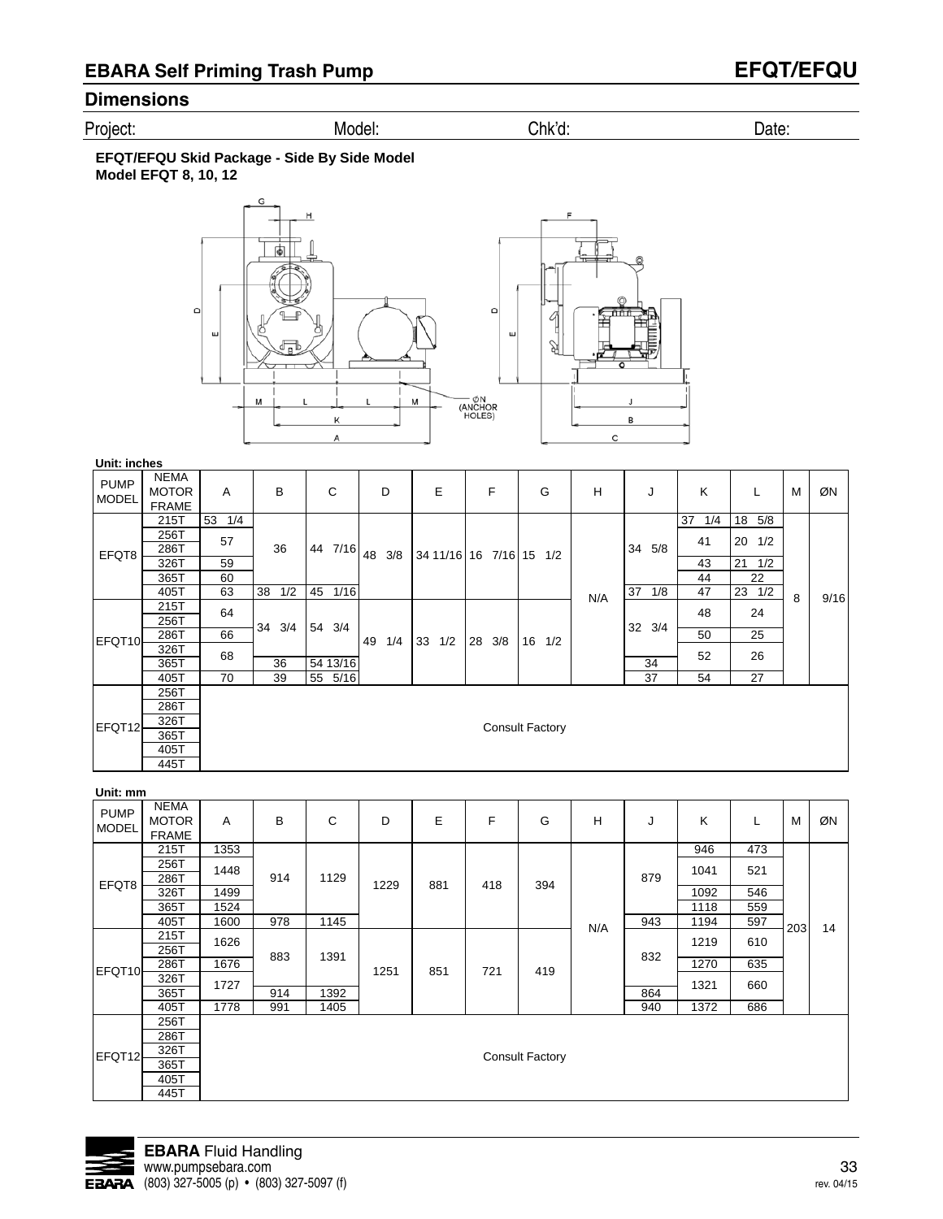## EBARA Self Priming Trash Pump

## EFQT/EFQU

### Dimensions

Project: Model: Chk'd: Date:

**EFQT/EFQU Skid Package - Side By Side Model**
**Model EFQT 8, 10, 12**

**Unit: inches**

| PUMP MODEL | NEMA MOTOR FRAME | A | B | C | D | E | F | G | H | J | K | L | M | ØN |
|---|---|---|---|---|---|---|---|---|---|---|---|---|---|---|
| EFQT8 | 215T | 53 1/4 | 36 | 44 7/16 | 48 3/8 | 34 11/16 | 16 7/16 | 15 1/2 | N/A | 34 5/8 | 37 1/4 | 18 5/8 | 8 | 9/16 |
| | 256T | 57 | | | | | | | | | 41 | 20 1/2 | | |
| | 286T | | | | | | | | | | | | | |
| | 326T | 59 | | | | | | | | | 43 | 21 1/2 | | |
| | 365T | 60 | | | | | | | | | 44 | 22 | | |
| | 405T | 63 | 38 1/2 | 45 1/16 | | | | | | 37 1/8 | 47 | 23 1/2 | | |
| EFQT10 | 215T | 64 | 34 3/4 | 54 3/4 | 49 1/4 | 33 1/2 | 28 3/8 | 16 1/2 | | 32 3/4 | 48 | 24 | | |
| | 256T | | | | | | | | | | | | | |
| | 286T | 66 | | | | | | | | | 50 | 25 | | |
| | 326T | 68 | | | | | | | | | 52 | 26 | | |
| | 365T | | 36 | 54 13/16 | | | | | | 34 | | | | |
| | 405T | 70 | 39 | 55 5/16 | | | | | | 37 | 54 | 27 | | |
| EFQT12 | 256T | Consult Factory | | | | | | | | | | | | |
| | 286T | | | | | | | | | | | | | |
| | 326T | | | | | | | | | | | | | |
| | 365T | | | | | | | | | | | | | |
| | 405T | | | | | | | | | | | | | |
| | 445T | | | | | | | | | | | | | |

**Unit: mm**

| PUMP MODEL | NEMA MOTOR FRAME | A | B | C | D | E | F | G | H | J | K | L | M | ØN |
|---|---|---|---|---|---|---|---|---|---|---|---|---|---|---|
| EFQT8 | 215T | 1353 | 914 | 1129 | 1229 | 881 | 418 | 394 | N/A | 879 | 946 | 473 | 203 | 14 |
| | 256T | 1448 | | | | | | | | | 1041 | 521 | | |
| | 286T | | | | | | | | | | | | | |
| | 326T | 1499 | | | | | | | | | 1092 | 546 | | |
| | 365T | 1524 | | | | | | | | | 1118 | 559 | | |
| | 405T | 1600 | 978 | 1145 | | | | | | 943 | 1194 | 597 | | |
| EFQT10 | 215T | 1626 | 883 | 1391 | 1251 | 851 | 721 | 419 | | 832 | 1219 | 610 | | |
| | 256T | | | | | | | | | | | | | |
| | 286T | 1676 | | | | | | | | | 1270 | 635 | | |
| | 326T | 1727 | | | | | | | | | 1321 | 660 | | |
| | 365T | | 914 | 1392 | | | | | | 864 | | | | |
| | 405T | 1778 | 991 | 1405 | | | | | | 940 | 1372 | 686 | | |
| EFQT12 | 256T | Consult Factory | | | | | | | | | | | | |
| | 286T | | | | | | | | | | | | | |
| | 326T | | | | | | | | | | | | | |
| | 365T | | | | | | | | | | | | | |
| | 405T | | | | | | | | | | | | | |
| | 445T | | | | | | | | | | | | | |

**EBARA** Fluid Handling
www.pumpsebara.com
(803) 327-5005 (p) • (803) 327-5097 (f)

rev. 04/15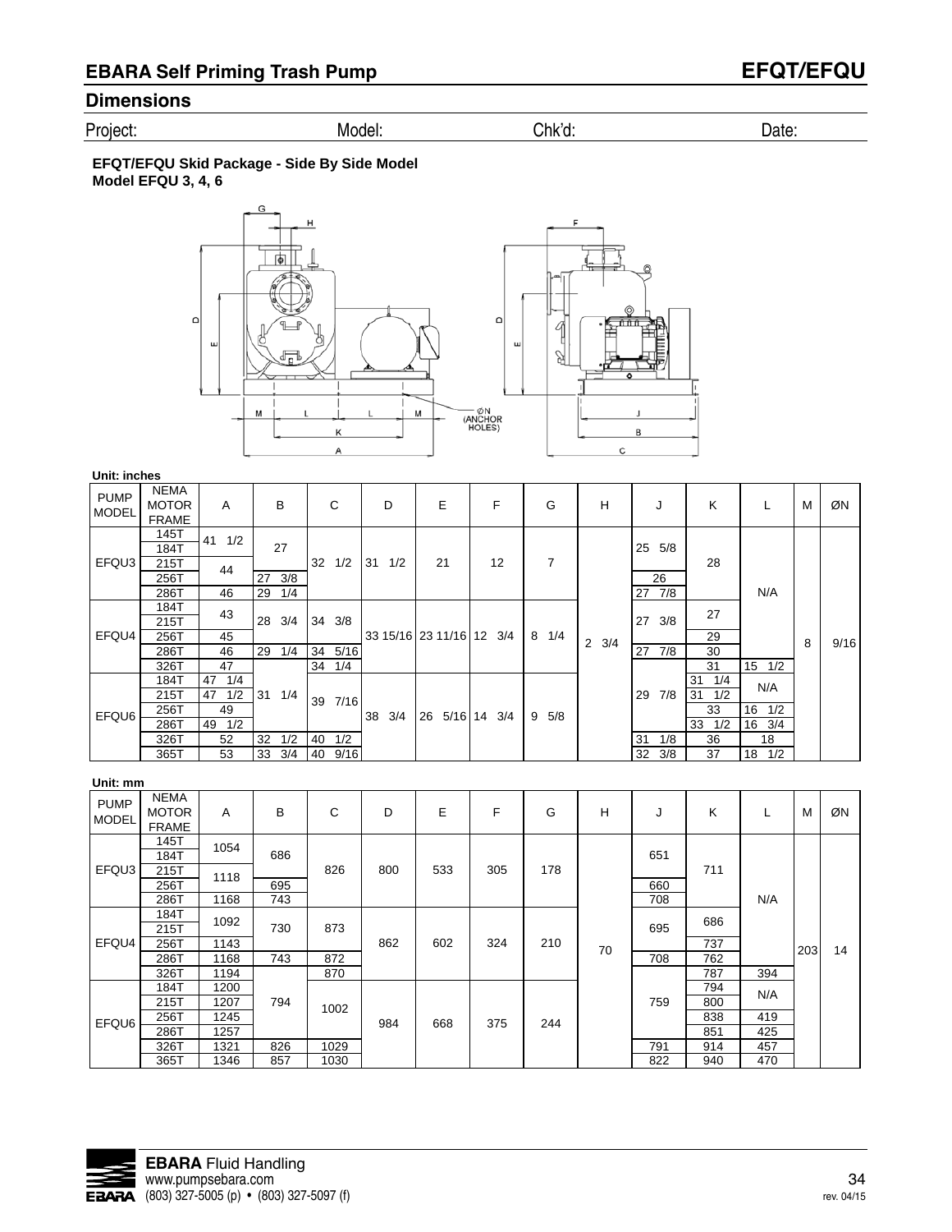## EBARA Self Priming Trash Pump — EFQT/EFQU

## Dimensions

Project: Model: Chk'd: Date:

**EFQT/EFQU Skid Package - Side By Side Model**
**Model EFQU 3, 4, 6**

G
H
D
E
M
L
L
M
K
A
ØN (ANCHOR HOLES)
F
D
E
J
B
C

**Unit: inches**

| PUMP MODEL | NEMA MOTOR FRAME | A | B | C | D | E | F | G | H | J | K | L | M | ØN |
|---|---|---|---|---|---|---|---|---|---|---|---|---|---|---|
| EFQU3 | 145T | 41 1/2 | 27 | 32 1/2 | 31 1/2 | 21 | 12 | 7 | 2 3/4 | 25 5/8 | 28 | N/A | 8 | 9/16 |
| | 184T | | | | | | | | | | | | | |
| | 215T | 44 | | | | | | | | | | | | |
| | 256T | | 27 3/8 | | | | | | | 26 | | | | |
| | 286T | 46 | 29 1/4 | | | | | | | 27 7/8 | | | | |
| EFQU4 | 184T | 43 | 28 3/4 | 34 3/8 | 33 15/16 | 23 11/16 | 12 3/4 | 8 1/4 | | 27 3/8 | 27 | | | |
| | 215T | | | | | | | | | | | | | |
| | 256T | 45 | | | | | | | | | 29 | | | |
| | 286T | 46 | 29 1/4 | 34 5/16 | | | | | | 27 7/8 | 30 | | | |
| | 326T | 47 | | 34 1/4 | | | | | | | 31 | 15 1/2 | | |
| EFQU6 | 184T | 47 1/4 | 31 1/4 | 39 7/16 | 38 3/4 | 26 5/16 | 14 3/4 | 9 5/8 | | 29 7/8 | 31 1/4 | N/A | | |
| | 215T | 47 1/2 | | | | | | | | | 31 1/2 | | | |
| | 256T | 49 | | | | | | | | | 33 | 16 1/2 | | |
| | 286T | 49 1/2 | | | | | | | | | 33 1/2 | 16 3/4 | | |
| | 326T | 52 | 32 1/2 | 40 1/2 | | | | | | 31 1/8 | 36 | 18 | | |
| | 365T | 53 | 33 3/4 | 40 9/16 | | | | | | 32 3/8 | 37 | 18 1/2 | | |

**Unit: mm**

| PUMP MODEL | NEMA MOTOR FRAME | A | B | C | D | E | F | G | H | J | K | L | M | ØN |
|---|---|---|---|---|---|---|---|---|---|---|---|---|---|---|
| EFQU3 | 145T | 1054 | 686 | 826 | 800 | 533 | 305 | 178 | 70 | 651 | 711 | N/A | 203 | 14 |
| | 184T | | | | | | | | | | | | | |
| | 215T | 1118 | | | | | | | | | | | | |
| | 256T | | 695 | | | | | | | 660 | | | | |
| | 286T | 1168 | 743 | | | | | | | 708 | | | | |
| EFQU4 | 184T | 1092 | 730 | 873 | 862 | 602 | 324 | 210 | | 695 | 686 | | | |
| | 215T | | | | | | | | | | | | | |
| | 256T | 1143 | | | | | | | | | 737 | | | |
| | 286T | 1168 | 743 | 872 | | | | | | 708 | 762 | | | |
| | 326T | 1194 | | 870 | | | | | | | 787 | 394 | | |
| EFQU6 | 184T | 1200 | 794 | 1002 | 984 | 668 | 375 | 244 | | 759 | 794 | N/A | | |
| | 215T | 1207 | | | | | | | | | 800 | | | |
| | 256T | 1245 | | | | | | | | | 838 | 419 | | |
| | 286T | 1257 | | | | | | | | | 851 | 425 | | |
| | 326T | 1321 | 826 | 1029 | | | | | | 791 | 914 | 457 | | |
| | 365T | 1346 | 857 | 1030 | | | | | | 822 | 940 | 470 | | |

**EBARA** Fluid Handling
www.pumpsebara.com
(803) 327-5005 (p) • (803) 327-5097 (f)

rev. 04/15